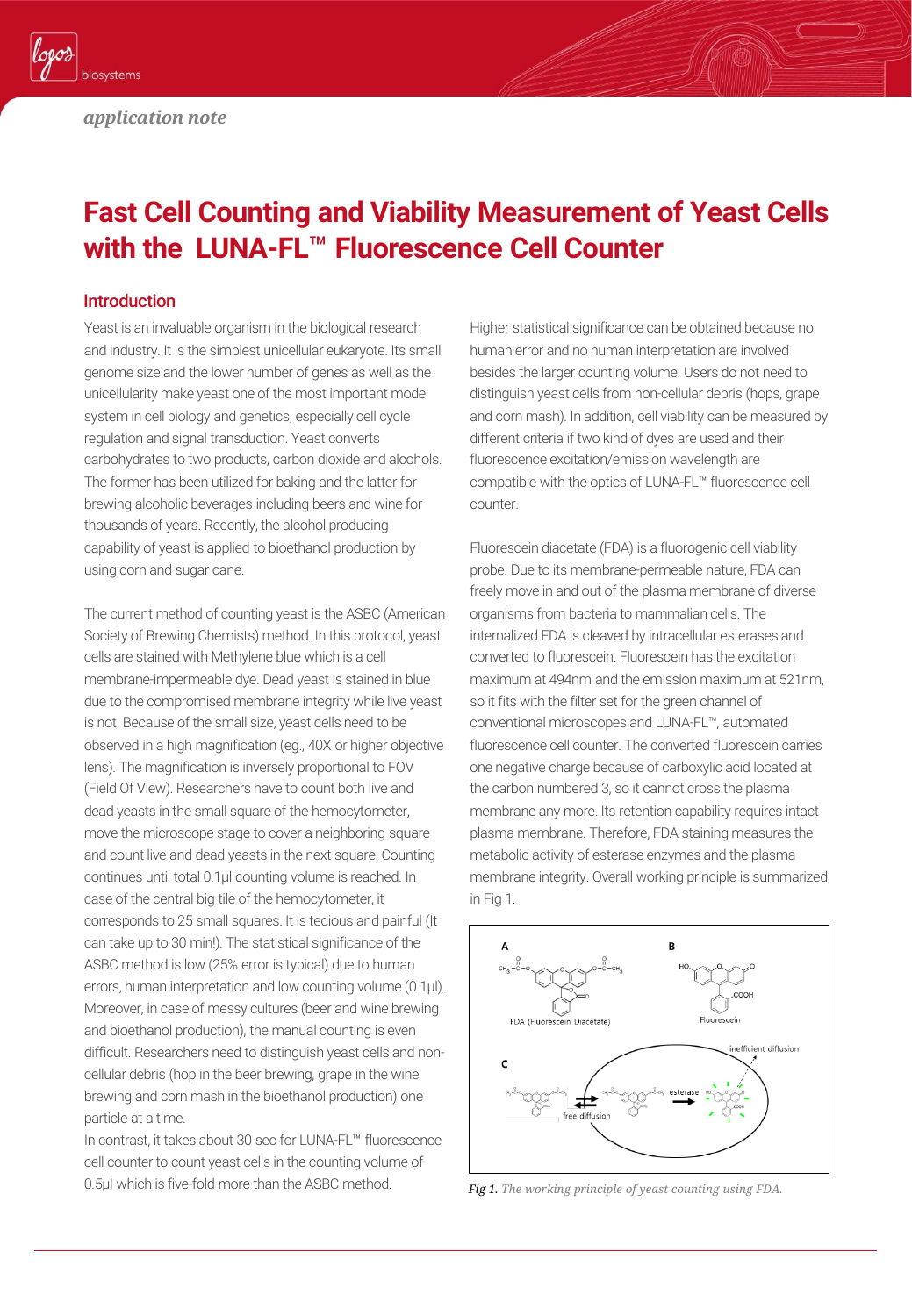*application note*

# Fast Cell Counting and Viability Measurement of Yeast Cells with the LUNA-FL™ Fluorescence Cell Counter

## Introduction

Yeast is an invaluable organism in the biological research and industry. It is the simplest unicellular eukaryote. Its small genome size and the lower number of genes as well as the unicellularity make yeast one of the most important model system in cell biology and genetics, especially cell cycle regulation and signal transduction. Yeast converts carbohydrates to two products, carbon dioxide and alcohols. The former has been utilized for baking and the latter for brewing alcoholic beverages including beers and wine for thousands of years. Recently, the alcohol producing capability of yeast is applied to bioethanol production by using corn and sugar cane.

The current method of counting yeast is the ASBC (American Society of Brewing Chemists) method. In this protocol, yeast cells are stained with Methylene blue which is a cell membrane-impermeable dye. Dead yeast is stained in blue due to the compromised membrane integrity while live yeast is not. Because of the small size, yeast cells need to be observed in a high magnification (eg., 40X or higher objective lens). The magnification is inversely proportional to FOV (Field Of View). Researchers have to count both live and dead yeasts in the small square of the hemocytometer, move the microscope stage to cover a neighboring square and count live and dead yeasts in the next square. Counting continues until total 0.1µl counting volume is reached. In case of the central big tile of the hemocytometer, it corresponds to 25 small squares. It is tedious and painful (It can take up to 30 min!). The statistical significance of the ASBC method is low (25% error is typical) due to human errors, human interpretation and low counting volume (0.1µl). Moreover, in case of messy cultures (beer and wine brewing and bioethanol production), the manual counting is even difficult. Researchers need to distinguish yeast cells and non-cellular debris (hop in the beer brewing, grape in the wine brewing and corn mash in the bioethanol production) one particle at a time.

In contrast, it takes about 30 sec for LUNA-FL™ fluorescence cell counter to count yeast cells in the counting volume of 0.5µl which is five-fold more than the ASBC method. Higher statistical significance can be obtained because no human error and no human interpretation are involved besides the larger counting volume. Users do not need to distinguish yeast cells from non-cellular debris (hops, grape and corn mash). In addition, cell viability can be measured by different criteria if two kind of dyes are used and their fluorescence excitation/emission wavelength are compatible with the optics of LUNA-FL™ fluorescence cell counter.

Fluorescein diacetate (FDA) is a fluorogenic cell viability probe. Due to its membrane-permeable nature, FDA can freely move in and out of the plasma membrane of diverse organisms from bacteria to mammalian cells. The internalized FDA is cleaved by intracellular esterases and converted to fluorescein. Fluorescein has the excitation maximum at 494nm and the emission maximum at 521nm, so it fits with the filter set for the green channel of conventional microscopes and LUNA-FL™, automated fluorescence cell counter. The converted fluorescein carries one negative charge because of carboxylic acid located at the carbon numbered 3, so it cannot cross the plasma membrane any more. Its retention capability requires intact plasma membrane. Therefore, FDA staining measures the metabolic activity of esterase enzymes and the plasma membrane integrity. Overall working principle is summarized in Fig 1.

*Fig 1. The working principle of yeast counting using FDA.*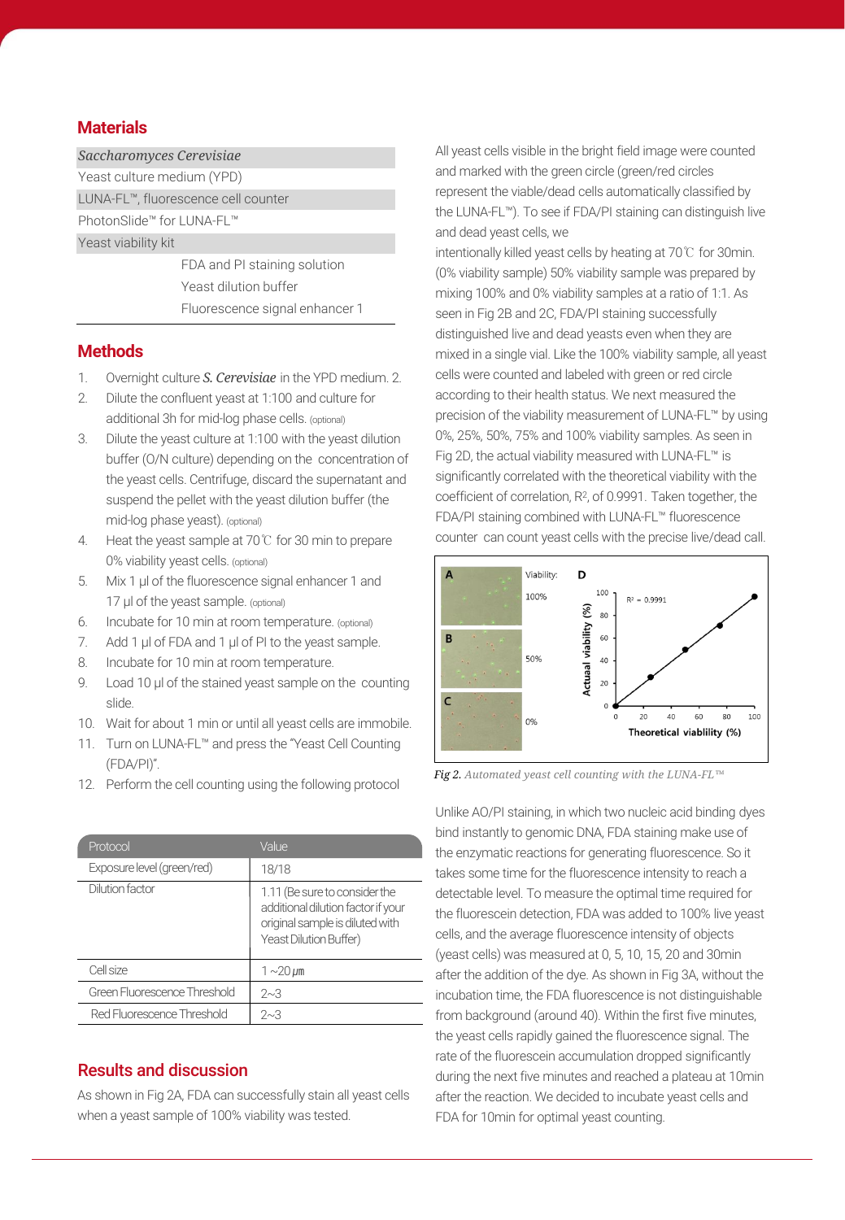## Materials

| |
|---|
| *Saccharomyces Cerevisiae* |
| Yeast culture medium (YPD) |
| LUNA-FL™, fluorescence cell counter |
| PhotonSlide™ for LUNA-FL™ |
| Yeast viability kit |
| FDA and PI staining solution |
| Yeast dilution buffer |
| Fluorescence signal enhancer 1 |

## Methods

1. Overnight culture ***S. Cerevisiae*** in the YPD medium. 2.
2. Dilute the confluent yeast at 1:100 and culture for additional 3h for mid-log phase cells. (optional)
3. Dilute the yeast culture at 1:100 with the yeast dilution buffer (O/N culture) depending on the concentration of the yeast cells. Centrifuge, discard the supernatant and suspend the pellet with the yeast dilution buffer (the mid-log phase yeast). (optional)
4. Heat the yeast sample at 70℃ for 30 min to prepare 0% viability yeast cells. (optional)
5. Mix 1 µl of the fluorescence signal enhancer 1 and 17 µl of the yeast sample. (optional)
6. Incubate for 10 min at room temperature. (optional)
7. Add 1 µl of FDA and 1 µl of PI to the yeast sample.
8. Incubate for 10 min at room temperature.
9. Load 10 µl of the stained yeast sample on the counting slide.
10. Wait for about 1 min or until all yeast cells are immobile.
11. Turn on LUNA-FL™ and press the "Yeast Cell Counting (FDA/PI)".
12. Perform the cell counting using the following protocol

| Protocol | Value |
|---|---|
| Exposure level (green/red) | 18/18 |
| Dilution factor | 1.11 (Be sure to consider the additional dilution factor if your original sample is diluted with Yeast Dilution Buffer) |
| Cell size | 1 ~20㎛ |
| Green Fluorescence Threshold | 2~3 |
| Red Fluorescence Threshold | 2~3 |

## Results and discussion

As shown in Fig 2A, FDA can successfully stain all yeast cells when a yeast sample of 100% viability was tested. All yeast cells visible in the bright field image were counted and marked with the green circle (green/red circles represent the viable/dead cells automatically classified by the LUNA-FL™). To see if FDA/PI staining can distinguish live and dead yeast cells, we intentionally killed yeast cells by heating at 70℃ for 30min. (0% viability sample) 50% viability sample was prepared by mixing 100% and 0% viability samples at a ratio of 1:1. As seen in Fig 2B and 2C, FDA/PI staining successfully distinguished live and dead yeasts even when they are mixed in a single vial. Like the 100% viability sample, all yeast cells were counted and labeled with green or red circle according to their health status. We next measured the precision of the viability measurement of LUNA-FL™ by using 0%, 25%, 50%, 75% and 100% viability samples. As seen in Fig 2D, the actual viability measured with LUNA-FL™ is significantly correlated with the theoretical viability with the coefficient of correlation, $R^2$, of 0.9991. Taken together, the FDA/PI staining combined with LUNA-FL™ fluorescence counter can count yeast cells with the precise live/dead call.

*Fig 2. Automated yeast cell counting with the LUNA-FL™*

Unlike AO/PI staining, in which two nucleic acid binding dyes bind instantly to genomic DNA, FDA staining make use of the enzymatic reactions for generating fluorescence. So it takes some time for the fluorescence intensity to reach a detectable level. To measure the optimal time required for the fluorescein detection, FDA was added to 100% live yeast cells, and the average fluorescence intensity of objects (yeast cells) was measured at 0, 5, 10, 15, 20 and 30min after the addition of the dye. As shown in Fig 3A, without the incubation time, the FDA fluorescence is not distinguishable from background (around 40). Within the first five minutes, the yeast cells rapidly gained the fluorescence signal. The rate of the fluorescein accumulation dropped significantly during the next five minutes and reached a plateau at 10min after the reaction. We decided to incubate yeast cells and FDA for 10min for optimal yeast counting.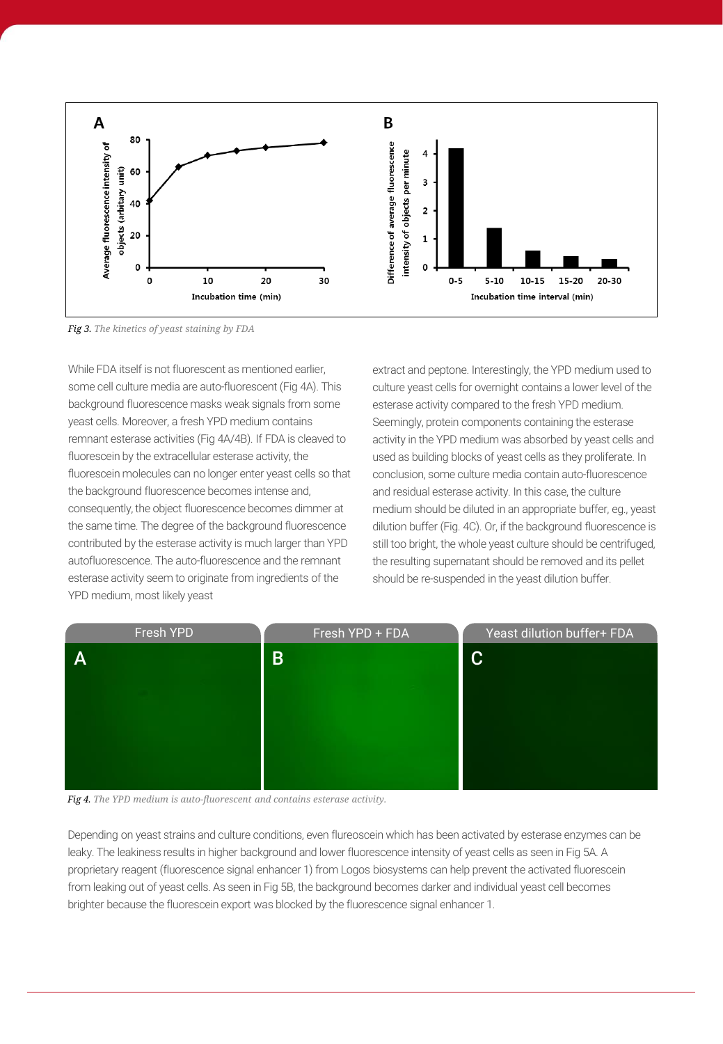*Fig 3. The kinetics of yeast staining by FDA*

While FDA itself is not fluorescent as mentioned earlier, some cell culture media are auto-fluorescent (Fig 4A). This background fluorescence masks weak signals from some yeast cells. Moreover, a fresh YPD medium contains remnant esterase activities (Fig 4A/4B). If FDA is cleaved to fluorescein by the extracellular esterase activity, the fluorescein molecules can no longer enter yeast cells so that the background fluorescence becomes intense and, consequently, the object fluorescence becomes dimmer at the same time. The degree of the background fluorescence contributed by the esterase activity is much larger than YPD autofluorescence. The auto-fluorescence and the remnant esterase activity seem to originate from ingredients of the YPD medium, most likely yeast extract and peptone. Interestingly, the YPD medium used to culture yeast cells for overnight contains a lower level of the esterase activity compared to the fresh YPD medium. Seemingly, protein components containing the esterase activity in the YPD medium was absorbed by yeast cells and used as building blocks of yeast cells as they proliferate. In conclusion, some culture media contain auto-fluorescence and residual esterase activity. In this case, the culture medium should be diluted in an appropriate buffer, eg., yeast dilution buffer (Fig. 4C). Or, if the background fluorescence is still too bright, the whole yeast culture should be centrifuged, the resulting supernatant should be removed and its pellet should be re-suspended in the yeast dilution buffer.

*Fig 4. The YPD medium is auto-fluorescent and contains esterase activity.*

Depending on yeast strains and culture conditions, even flureoscein which has been activated by esterase enzymes can be leaky. The leakiness results in higher background and lower fluorescence intensity of yeast cells as seen in Fig 5A. A proprietary reagent (fluorescence signal enhancer 1) from Logos biosystems can help prevent the activated fluorescein from leaking out of yeast cells. As seen in Fig 5B, the background becomes darker and individual yeast cell becomes brighter because the fluorescein export was blocked by the fluorescence signal enhancer 1.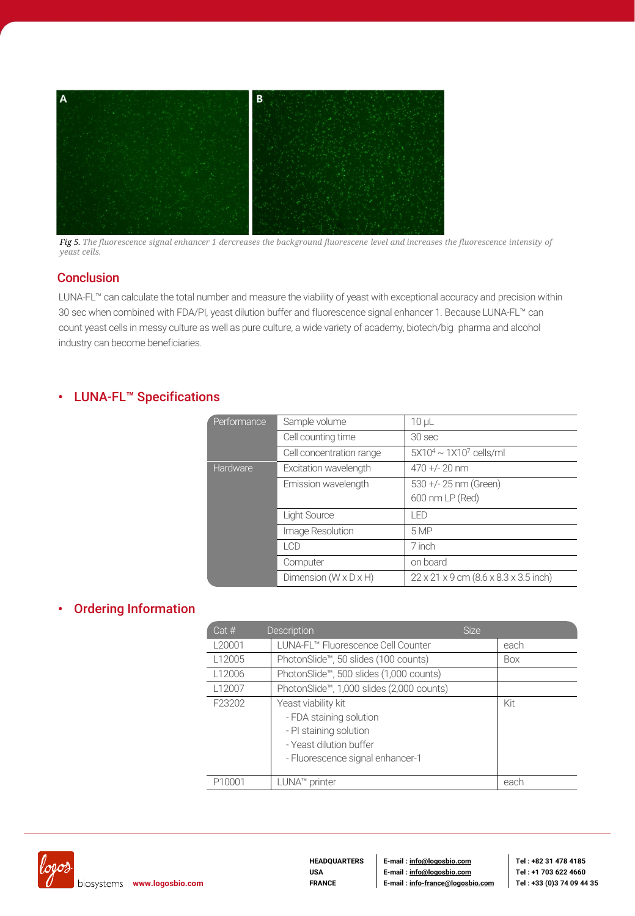*Fig 5. The fluorescence signal enhancer 1 dercreases the background fluorescene level and increases the fluorescence intensity of yeast cells.*

## Conclusion

LUNA-FL™ can calculate the total number and measure the viability of yeast with exceptional accuracy and precision within 30 sec when combined with FDA/PI, yeast dilution buffer and fluorescence signal enhancer 1. Because LUNA-FL™ can count yeast cells in messy culture as well as pure culture, a wide variety of academy, biotech/big pharma and alcohol industry can become beneficiaries.

## • LUNA-FL™ Specifications

| | | |
|---|---|---|
| Performance | Sample volume | 10 μL |
| | Cell counting time | 30 sec |
| | Cell concentration range | $5X10^4$ ~ $1X10^7$ cells/ml |
| Hardware | Excitation wavelength | 470 +/- 20 nm |
| | Emission wavelength | 530 +/- 25 nm (Green)<br>600 nm LP (Red) |
| | Light Source | LED |
| | Image Resolution | 5 MP |
| | LCD | 7 inch |
| | Computer | on board |
| | Dimension (W x D x H) | 22 x 21 x 9 cm (8.6 x 8.3 x 3.5 inch) |

## • Ordering Information

| Cat # | Description | Size |
|---|---|---|
| L20001 | LUNA-FL™ Fluorescence Cell Counter | each |
| L12005 | PhotonSlide™, 50 slides (100 counts) | Box |
| L12006 | PhotonSlide™, 500 slides (1,000 counts) | |
| L12007 | PhotonSlide™, 1,000 slides (2,000 counts) | |
| F23202 | Yeast viability kit<br>- FDA staining solution<br>- PI staining solution<br>- Yeast dilution buffer<br>- Fluorescence signal enhancer-1 | Kit |
| P10001 | LUNA™ printer | each |

logos biosystems www.logosbio.com

HEADQUARTERS E-mail : info@logosbio.com Tel : +82 31 478 4185
USA E-mail : info@logosbio.com Tel : +1 703 622 4660
FRANCE E-mail : info-france@logosbio.com Tel : +33 (0)3 74 09 44 35